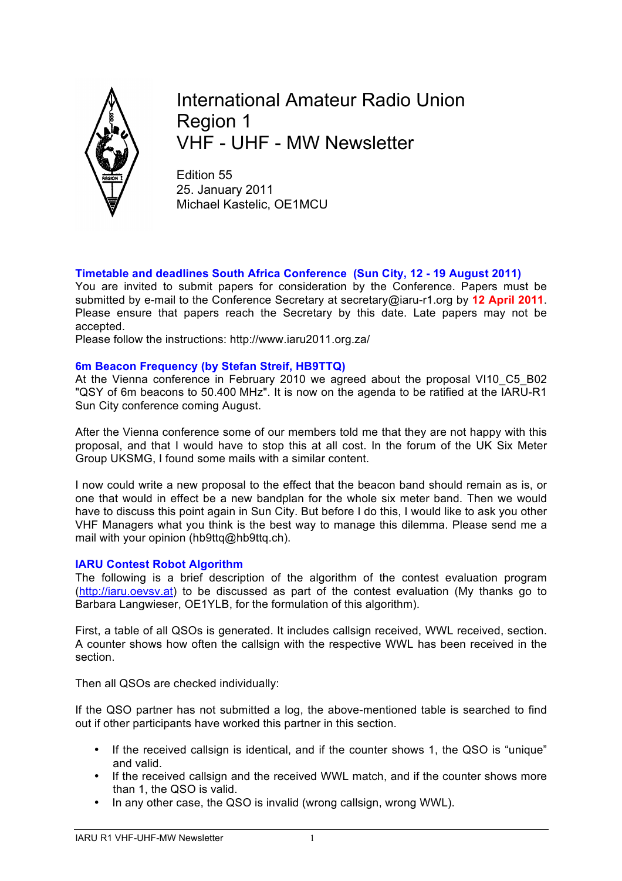# International Amateur Radio Union Region 1 VHF - UHF - MW Newsletter

Edition 55
25. January 2011
Michael Kastelic, OE1MCU

## Timetable and deadlines South Africa Conference (Sun City, 12 - 19 August 2011)

You are invited to submit papers for consideration by the Conference. Papers must be submitted by e-mail to the Conference Secretary at secretary@iaru-r1.org by **12 April 2011**. Please ensure that papers reach the Secretary by this date. Late papers may not be accepted.
Please follow the instructions: http://www.iaru2011.org.za/

## 6m Beacon Frequency (by Stefan Streif, HB9TTQ)

At the Vienna conference in February 2010 we agreed about the proposal VI10_C5_B02 "QSY of 6m beacons to 50.400 MHz". It is now on the agenda to be ratified at the IARU-R1 Sun City conference coming August.

After the Vienna conference some of our members told me that they are not happy with this proposal, and that I would have to stop this at all cost. In the forum of the UK Six Meter Group UKSMG, I found some mails with a similar content.

I now could write a new proposal to the effect that the beacon band should remain as is, or one that would in effect be a new bandplan for the whole six meter band. Then we would have to discuss this point again in Sun City. But before I do this, I would like to ask you other VHF Managers what you think is the best way to manage this dilemma. Please send me a mail with your opinion (hb9ttq@hb9ttq.ch).

## IARU Contest Robot Algorithm

The following is a brief description of the algorithm of the contest evaluation program (http://iaru.oevsv.at) to be discussed as part of the contest evaluation (My thanks go to Barbara Langwieser, OE1YLB, for the formulation of this algorithm).

First, a table of all QSOs is generated. It includes callsign received, WWL received, section. A counter shows how often the callsign with the respective WWL has been received in the section.

Then all QSOs are checked individually:

If the QSO partner has not submitted a log, the above-mentioned table is searched to find out if other participants have worked this partner in this section.

- If the received callsign is identical, and if the counter shows 1, the QSO is “unique” and valid.
- If the received callsign and the received WWL match, and if the counter shows more than 1, the QSO is valid.
- In any other case, the QSO is invalid (wrong callsign, wrong WWL).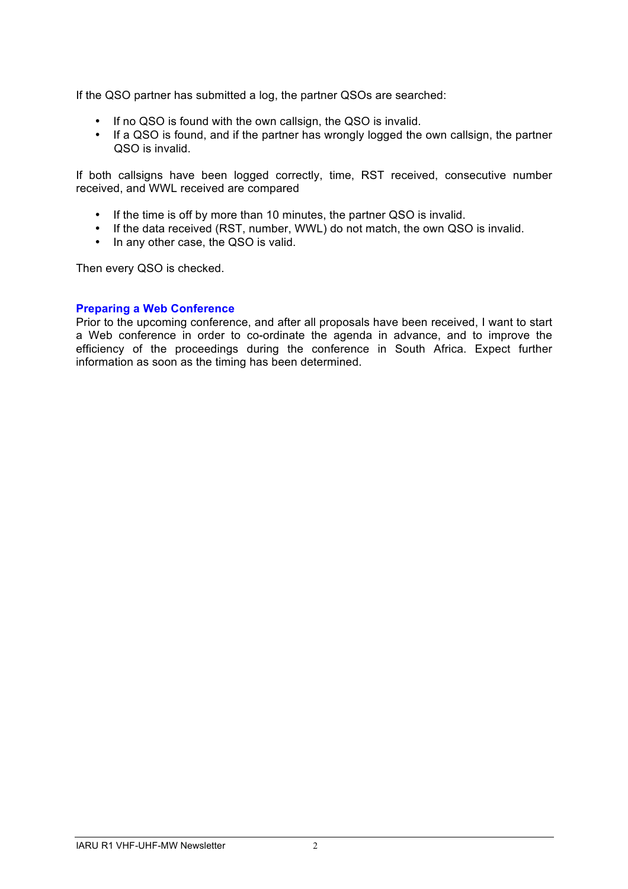If the QSO partner has submitted a log, the partner QSOs are searched:

- If no QSO is found with the own callsign, the QSO is invalid.
- If a QSO is found, and if the partner has wrongly logged the own callsign, the partner QSO is invalid.

If both callsigns have been logged correctly, time, RST received, consecutive number received, and WWL received are compared

- If the time is off by more than 10 minutes, the partner QSO is invalid.
- If the data received (RST, number, WWL) do not match, the own QSO is invalid.
- In any other case, the QSO is valid.

Then every QSO is checked.

### Preparing a Web Conference

Prior to the upcoming conference, and after all proposals have been received, I want to start a Web conference in order to co-ordinate the agenda in advance, and to improve the efficiency of the proceedings during the conference in South Africa. Expect further information as soon as the timing has been determined.